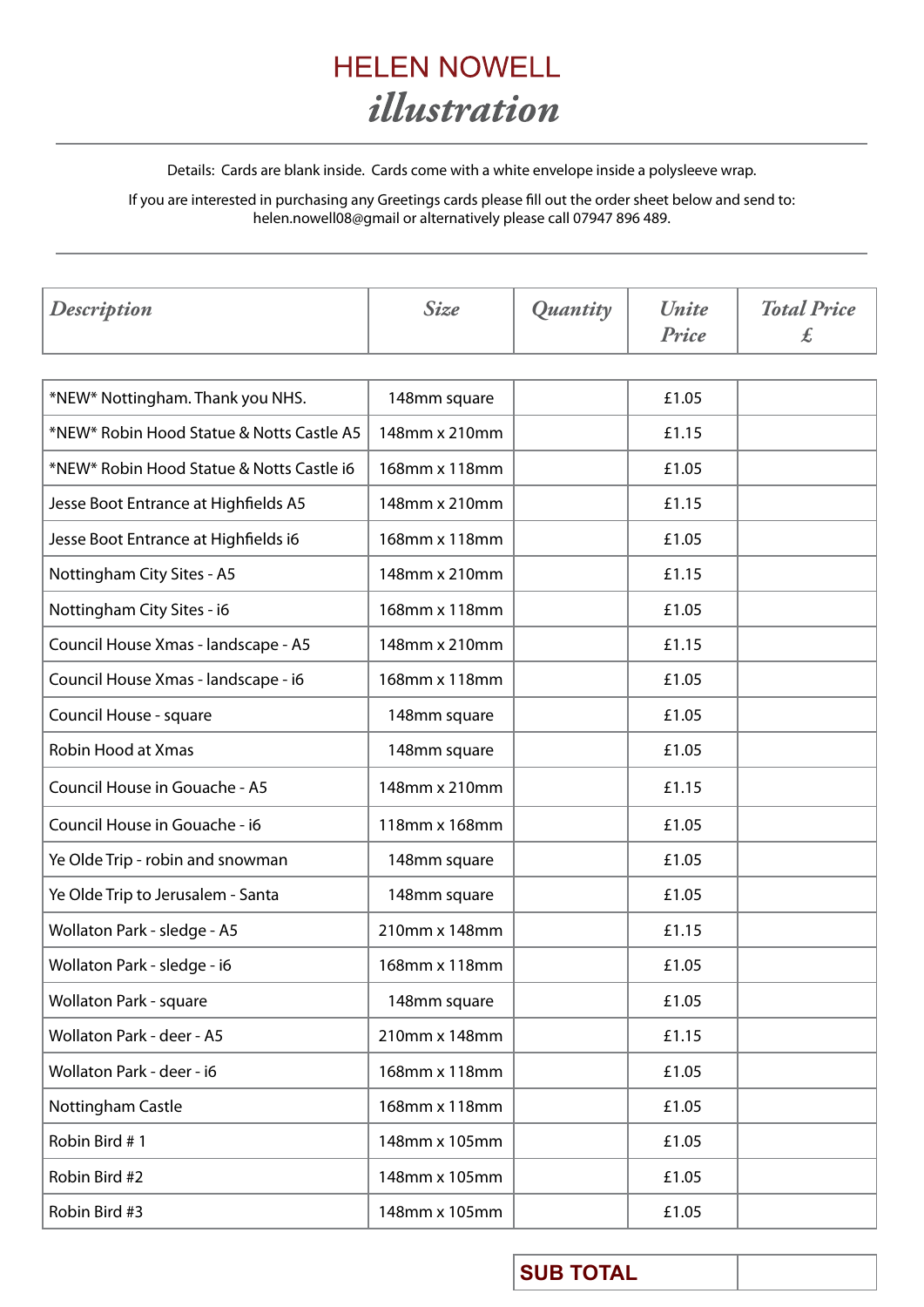# HELEN NOWELL
## *illustration*

---

Details: Cards are blank inside. Cards come with a white envelope inside a polysleeve wrap.

If you are interested in purchasing any Greetings cards please fill out the order sheet below and send to: helen.nowell08@gmail or alternatively please call 07947 896 489.

---

| *Description* | *Size* | *Quantity* | *Unite Price* | *Total Price £* |
|---|---|---|---|---|
| *NEW* Nottingham. Thank you NHS. | 148mm square | | £1.05 | |
| *NEW* Robin Hood Statue & Notts Castle A5 | 148mm x 210mm | | £1.15 | |
| *NEW* Robin Hood Statue & Notts Castle i6 | 168mm x 118mm | | £1.05 | |
| Jesse Boot Entrance at Highfields A5 | 148mm x 210mm | | £1.15 | |
| Jesse Boot Entrance at Highfields i6 | 168mm x 118mm | | £1.05 | |
| Nottingham City Sites - A5 | 148mm x 210mm | | £1.15 | |
| Nottingham City Sites - i6 | 168mm x 118mm | | £1.05 | |
| Council House Xmas - landscape - A5 | 148mm x 210mm | | £1.15 | |
| Council House Xmas - landscape - i6 | 168mm x 118mm | | £1.05 | |
| Council House - square | 148mm square | | £1.05 | |
| Robin Hood at Xmas | 148mm square | | £1.05 | |
| Council House in Gouache - A5 | 148mm x 210mm | | £1.15 | |
| Council House in Gouache - i6 | 118mm x 168mm | | £1.05 | |
| Ye Olde Trip - robin and snowman | 148mm square | | £1.05 | |
| Ye Olde Trip to Jerusalem - Santa | 148mm square | | £1.05 | |
| Wollaton Park - sledge - A5 | 210mm x 148mm | | £1.15 | |
| Wollaton Park - sledge - i6 | 168mm x 118mm | | £1.05 | |
| Wollaton Park - square | 148mm square | | £1.05 | |
| Wollaton Park - deer - A5 | 210mm x 148mm | | £1.15 | |
| Wollaton Park - deer - i6 | 168mm x 118mm | | £1.05 | |
| Nottingham Castle | 168mm x 118mm | | £1.05 | |
| Robin Bird # 1 | 148mm x 105mm | | £1.05 | |
| Robin Bird #2 | 148mm x 105mm | | £1.05 | |
| Robin Bird #3 | 148mm x 105mm | | £1.05 | |

| **SUB TOTAL** | |
|---|---|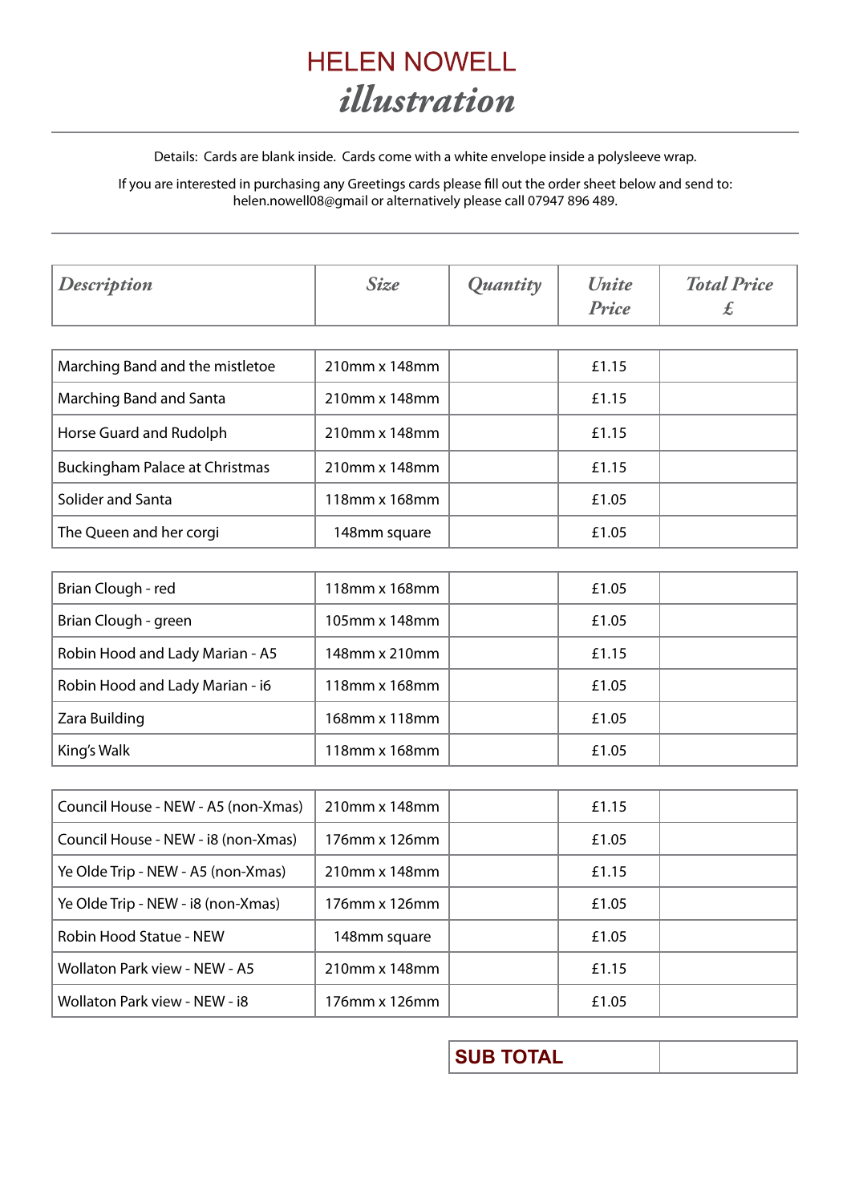# HELEN NOWELL

## *illustration*

Details: Cards are blank inside. Cards come with a white envelope inside a polysleeve wrap.

If you are interested in purchasing any Greetings cards please fill out the order sheet below and send to: helen.nowell08@gmail or alternatively please call 07947 896 489.

| *Description* | *Size* | *Quantity* | *Unite Price* | *Total Price £* |
|---|---|---|---|---|
| Marching Band and the mistletoe | 210mm x 148mm | | £1.15 | |
| Marching Band and Santa | 210mm x 148mm | | £1.15 | |
| Horse Guard and Rudolph | 210mm x 148mm | | £1.15 | |
| Buckingham Palace at Christmas | 210mm x 148mm | | £1.15 | |
| Solider and Santa | 118mm x 168mm | | £1.05 | |
| The Queen and her corgi | 148mm square | | £1.05 | |
| Brian Clough - red | 118mm x 168mm | | £1.05 | |
| Brian Clough - green | 105mm x 148mm | | £1.05 | |
| Robin Hood and Lady Marian - A5 | 148mm x 210mm | | £1.15 | |
| Robin Hood and Lady Marian - i6 | 118mm x 168mm | | £1.05 | |
| Zara Building | 168mm x 118mm | | £1.05 | |
| King's Walk | 118mm x 168mm | | £1.05 | |
| Council House - NEW - A5 (non-Xmas) | 210mm x 148mm | | £1.15 | |
| Council House - NEW - i8 (non-Xmas) | 176mm x 126mm | | £1.05 | |
| Ye Olde Trip - NEW - A5 (non-Xmas) | 210mm x 148mm | | £1.15 | |
| Ye Olde Trip - NEW - i8 (non-Xmas) | 176mm x 126mm | | £1.05 | |
| Robin Hood Statue - NEW | 148mm square | | £1.05 | |
| Wollaton Park view - NEW - A5 | 210mm x 148mm | | £1.15 | |
| Wollaton Park view - NEW - i8 | 176mm x 126mm | | £1.05 | |

| **SUB TOTAL** | |
|---|---|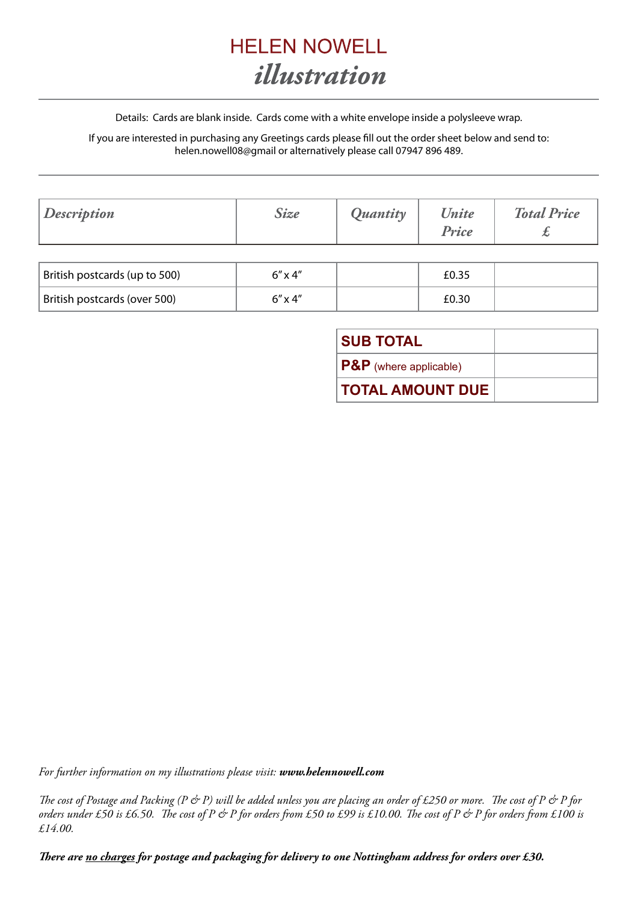# HELEN NOWELL
## *illustration*

---

Details: Cards are blank inside. Cards come with a white envelope inside a polysleeve wrap.

If you are interested in purchasing any Greetings cards please fill out the order sheet below and send to: helen.nowell08@gmail or alternatively please call 07947 896 489.

---

| *Description* | *Size* | *Quantity* | *Unite Price* | *Total Price £* |
|---|---|---|---|---|
| British postcards (up to 500) | 6″ x 4″ | | £0.35 | |
| British postcards (over 500) | 6″ x 4″ | | £0.30 | |

| | |
|---|---|
| **SUB TOTAL** | |
| **P&P** (where applicable) | |
| **TOTAL AMOUNT DUE** | |

*For further information on my illustrations please visit:* ***www.helennowell.com***

*The cost of Postage and Packing (P & P) will be added unless you are placing an order of £250 or more. The cost of P & P for orders under £50 is £6.50. The cost of P & P for orders from £50 to £99 is £10.00. The cost of P & P for orders from £100 is £14.00.*

***There are <u>no charges</u> for postage and packaging for delivery to one Nottingham address for orders over £30.***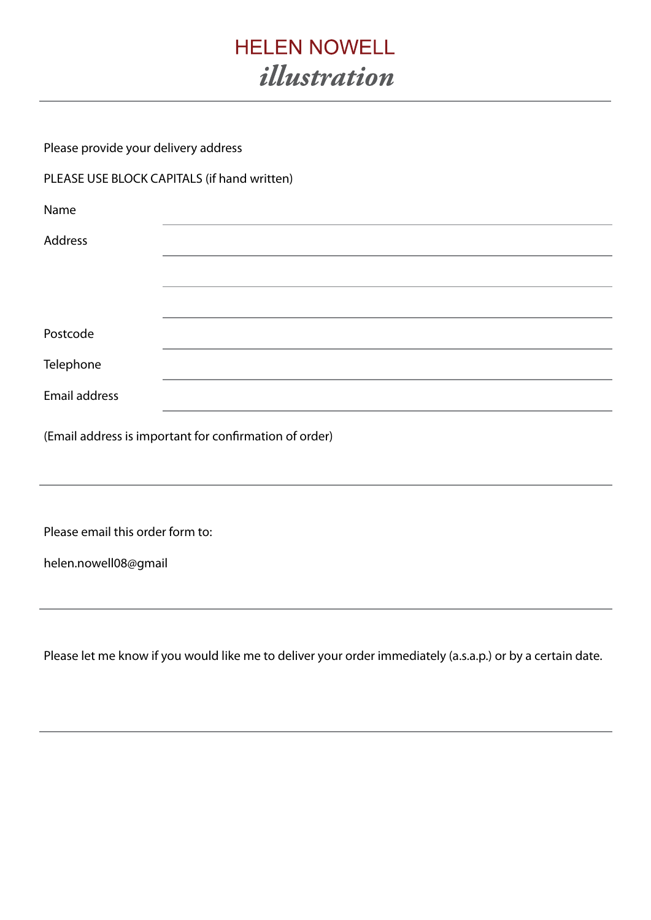HELEN NOWELL

*illustration*

---

Please provide your delivery address

PLEASE USE BLOCK CAPITALS (if hand written)

Name \_\_\_\_\_\_\_\_\_\_\_\_\_\_\_\_\_\_\_\_\_\_\_\_\_\_\_\_\_\_\_\_\_\_\_\_\_\_\_\_

Address \_\_\_\_\_\_\_\_\_\_\_\_\_\_\_\_\_\_\_\_\_\_\_\_\_\_\_\_\_\_\_\_\_\_\_\_\_\_\_\_

\_\_\_\_\_\_\_\_\_\_\_\_\_\_\_\_\_\_\_\_\_\_\_\_\_\_\_\_\_\_\_\_\_\_\_\_\_\_\_\_

\_\_\_\_\_\_\_\_\_\_\_\_\_\_\_\_\_\_\_\_\_\_\_\_\_\_\_\_\_\_\_\_\_\_\_\_\_\_\_\_

Postcode \_\_\_\_\_\_\_\_\_\_\_\_\_\_\_\_\_\_\_\_\_\_\_\_\_\_\_\_\_\_\_\_\_\_\_\_\_\_\_\_

Telephone \_\_\_\_\_\_\_\_\_\_\_\_\_\_\_\_\_\_\_\_\_\_\_\_\_\_\_\_\_\_\_\_\_\_\_\_\_\_\_\_

Email address \_\_\_\_\_\_\_\_\_\_\_\_\_\_\_\_\_\_\_\_\_\_\_\_\_\_\_\_\_\_\_\_\_\_\_\_\_\_\_\_

(Email address is important for confirmation of order)

---

Please email this order form to:

helen.nowell08@gmail

---

Please let me know if you would like me to deliver your order immediately (a.s.a.p.) or by a certain date.

---